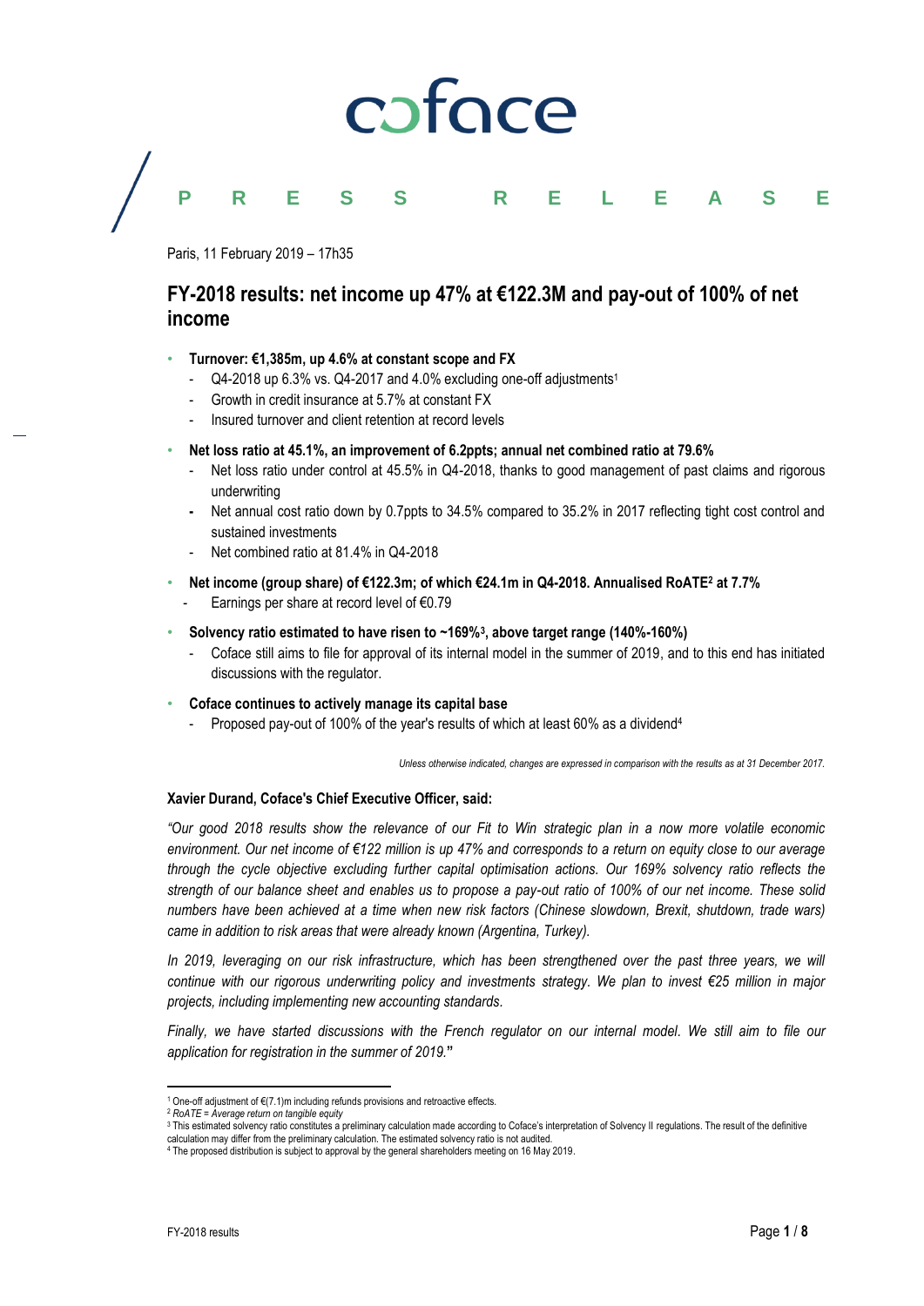coface

PRESS RELEASE

Paris, 11 February 2019 – 17h35

# FY-2018 results: net income up 47% at €122.3M and pay-out of 100% of net income

- **Turnover: €1,385m, up 4.6% at constant scope and FX**
  - Q4-2018 up 6.3% vs. Q4-2017 and 4.0% excluding one-off adjustments[1]
  - Growth in credit insurance at 5.7% at constant FX
  - Insured turnover and client retention at record levels
- **Net loss ratio at 45.1%, an improvement of 6.2ppts; annual net combined ratio at 79.6%**
  - Net loss ratio under control at 45.5% in Q4-2018, thanks to good management of past claims and rigorous underwriting
  - Net annual cost ratio down by 0.7ppts to 34.5% compared to 35.2% in 2017 reflecting tight cost control and sustained investments
  - Net combined ratio at 81.4% in Q4-2018
- **Net income (group share) of €122.3m; of which €24.1m in Q4-2018. Annualised RoATE[2] at 7.7%**
  - Earnings per share at record level of €0.79
- **Solvency ratio estimated to have risen to ~169%[3], above target range (140%-160%)**
  - Coface still aims to file for approval of its internal model in the summer of 2019, and to this end has initiated discussions with the regulator.
- **Coface continues to actively manage its capital base**
  - Proposed pay-out of 100% of the year's results of which at least 60% as a dividend[4]

*Unless otherwise indicated, changes are expressed in comparison with the results as at 31 December 2017.*

**Xavier Durand, Coface's Chief Executive Officer, said:**

*"Our good 2018 results show the relevance of our Fit to Win strategic plan in a now more volatile economic environment. Our net income of €122 million is up 47% and corresponds to a return on equity close to our average through the cycle objective excluding further capital optimisation actions. Our 169% solvency ratio reflects the strength of our balance sheet and enables us to propose a pay-out ratio of 100% of our net income. These solid numbers have been achieved at a time when new risk factors (Chinese slowdown, Brexit, shutdown, trade wars) came in addition to risk areas that were already known (Argentina, Turkey).*

*In 2019, leveraging on our risk infrastructure, which has been strengthened over the past three years, we will continue with our rigorous underwriting policy and investments strategy. We plan to invest €25 million in major projects, including implementing new accounting standards.*

*Finally, we have started discussions with the French regulator on our internal model. We still aim to file our application for registration in the summer of 2019."*

---

[1] One-off adjustment of €(7.1)m including refunds provisions and retroactive effects.
[2] *RoATE = Average return on tangible equity*
[3] This estimated solvency ratio constitutes a preliminary calculation made according to Coface's interpretation of Solvency II regulations. The result of the definitive calculation may differ from the preliminary calculation. The estimated solvency ratio is not audited.
[4] The proposed distribution is subject to approval by the general shareholders meeting on 16 May 2019.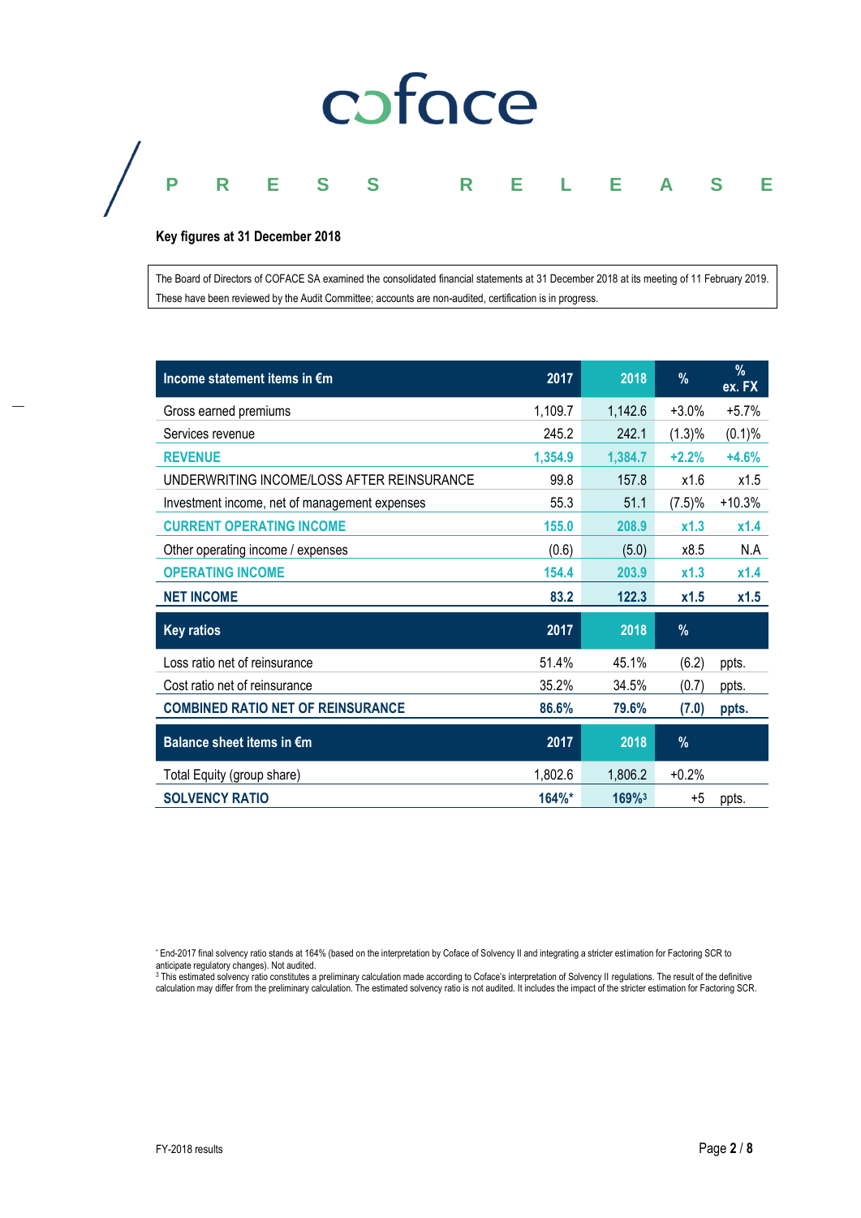# coface

## PRESS RELEASE

**Key figures at 31 December 2018**

The Board of Directors of COFACE SA examined the consolidated financial statements at 31 December 2018 at its meeting of 11 February 2019. These have been reviewed by the Audit Committee; accounts are non-audited, certification is in progress.

| Income statement items in €m | 2017 | 2018 | % | % ex. FX |
|---|---|---|---|---|
| Gross earned premiums | 1,109.7 | 1,142.6 | +3.0% | +5.7% |
| Services revenue | 245.2 | 242.1 | (1.3)% | (0.1)% |
| **REVENUE** | **1,354.9** | **1,384.7** | **+2.2%** | **+4.6%** |
| UNDERWRITING INCOME/LOSS AFTER REINSURANCE | 99.8 | 157.8 | x1.6 | x1.5 |
| Investment income, net of management expenses | 55.3 | 51.1 | (7.5)% | +10.3% |
| **CURRENT OPERATING INCOME** | **155.0** | **208.9** | **x1.3** | **x1.4** |
| Other operating income / expenses | (0.6) | (5.0) | x8.5 | N.A |
| **OPERATING INCOME** | **154.4** | **203.9** | **x1.3** | **x1.4** |
| **NET INCOME** | **83.2** | **122.3** | **x1.5** | **x1.5** |
| **Key ratios** | **2017** | **2018** | **%** | |
| Loss ratio net of reinsurance | 51.4% | 45.1% | (6.2) | ppts. |
| Cost ratio net of reinsurance | 35.2% | 34.5% | (0.7) | ppts. |
| **COMBINED RATIO NET OF REINSURANCE** | **86.6%** | **79.6%** | **(7.0)** | **ppts.** |
| **Balance sheet items in €m** | **2017** | **2018** | **%** | |
| Total Equity (group share) | 1,802.6 | 1,806.2 | +0.2% | |
| **SOLVENCY RATIO** | **164%*** | **169%[3]** | +5 | ppts. |

* End-2017 final solvency ratio stands at 164% (based on the interpretation by Coface of Solvency II and integrating a stricter estimation for Factoring SCR to anticipate regulatory changes). Not audited.

[3] This estimated solvency ratio constitutes a preliminary calculation made according to Coface's interpretation of Solvency II regulations. The result of the definitive calculation may differ from the preliminary calculation. The estimated solvency ratio is not audited. It includes the impact of the stricter estimation for Factoring SCR.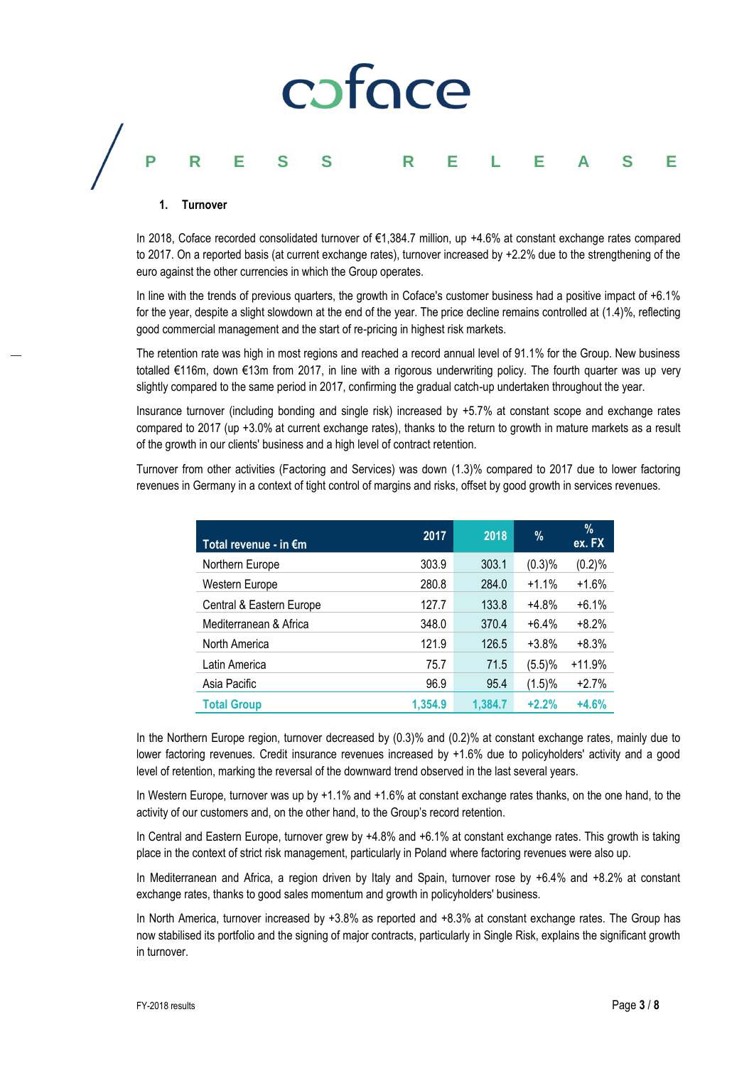### 1. Turnover

In 2018, Coface recorded consolidated turnover of €1,384.7 million, up +4.6% at constant exchange rates compared to 2017. On a reported basis (at current exchange rates), turnover increased by +2.2% due to the strengthening of the euro against the other currencies in which the Group operates.

In line with the trends of previous quarters, the growth in Coface's customer business had a positive impact of +6.1% for the year, despite a slight slowdown at the end of the year. The price decline remains controlled at (1.4)%, reflecting good commercial management and the start of re-pricing in highest risk markets.

The retention rate was high in most regions and reached a record annual level of 91.1% for the Group. New business totalled €116m, down €13m from 2017, in line with a rigorous underwriting policy. The fourth quarter was up very slightly compared to the same period in 2017, confirming the gradual catch-up undertaken throughout the year.

Insurance turnover (including bonding and single risk) increased by +5.7% at constant scope and exchange rates compared to 2017 (up +3.0% at current exchange rates), thanks to the return to growth in mature markets as a result of the growth in our clients' business and a high level of contract retention.

Turnover from other activities (Factoring and Services) was down (1.3)% compared to 2017 due to lower factoring revenues in Germany in a context of tight control of margins and risks, offset by good growth in services revenues.

| Total revenue - in €m | 2017 | 2018 | % | % ex. FX |
|---|---|---|---|---|
| Northern Europe | 303.9 | 303.1 | (0.3)% | (0.2)% |
| Western Europe | 280.8 | 284.0 | +1.1% | +1.6% |
| Central & Eastern Europe | 127.7 | 133.8 | +4.8% | +6.1% |
| Mediterranean & Africa | 348.0 | 370.4 | +6.4% | +8.2% |
| North America | 121.9 | 126.5 | +3.8% | +8.3% |
| Latin America | 75.7 | 71.5 | (5.5)% | +11.9% |
| Asia Pacific | 96.9 | 95.4 | (1.5)% | +2.7% |
| **Total Group** | **1,354.9** | **1,384.7** | **+2.2%** | **+4.6%** |

In the Northern Europe region, turnover decreased by (0.3)% and (0.2)% at constant exchange rates, mainly due to lower factoring revenues. Credit insurance revenues increased by +1.6% due to policyholders' activity and a good level of retention, marking the reversal of the downward trend observed in the last several years.

In Western Europe, turnover was up by +1.1% and +1.6% at constant exchange rates thanks, on the one hand, to the activity of our customers and, on the other hand, to the Group's record retention.

In Central and Eastern Europe, turnover grew by +4.8% and +6.1% at constant exchange rates. This growth is taking place in the context of strict risk management, particularly in Poland where factoring revenues were also up.

In Mediterranean and Africa, a region driven by Italy and Spain, turnover rose by +6.4% and +8.2% at constant exchange rates, thanks to good sales momentum and growth in policyholders' business.

In North America, turnover increased by +3.8% as reported and +8.3% at constant exchange rates. The Group has now stabilised its portfolio and the signing of major contracts, particularly in Single Risk, explains the significant growth in turnover.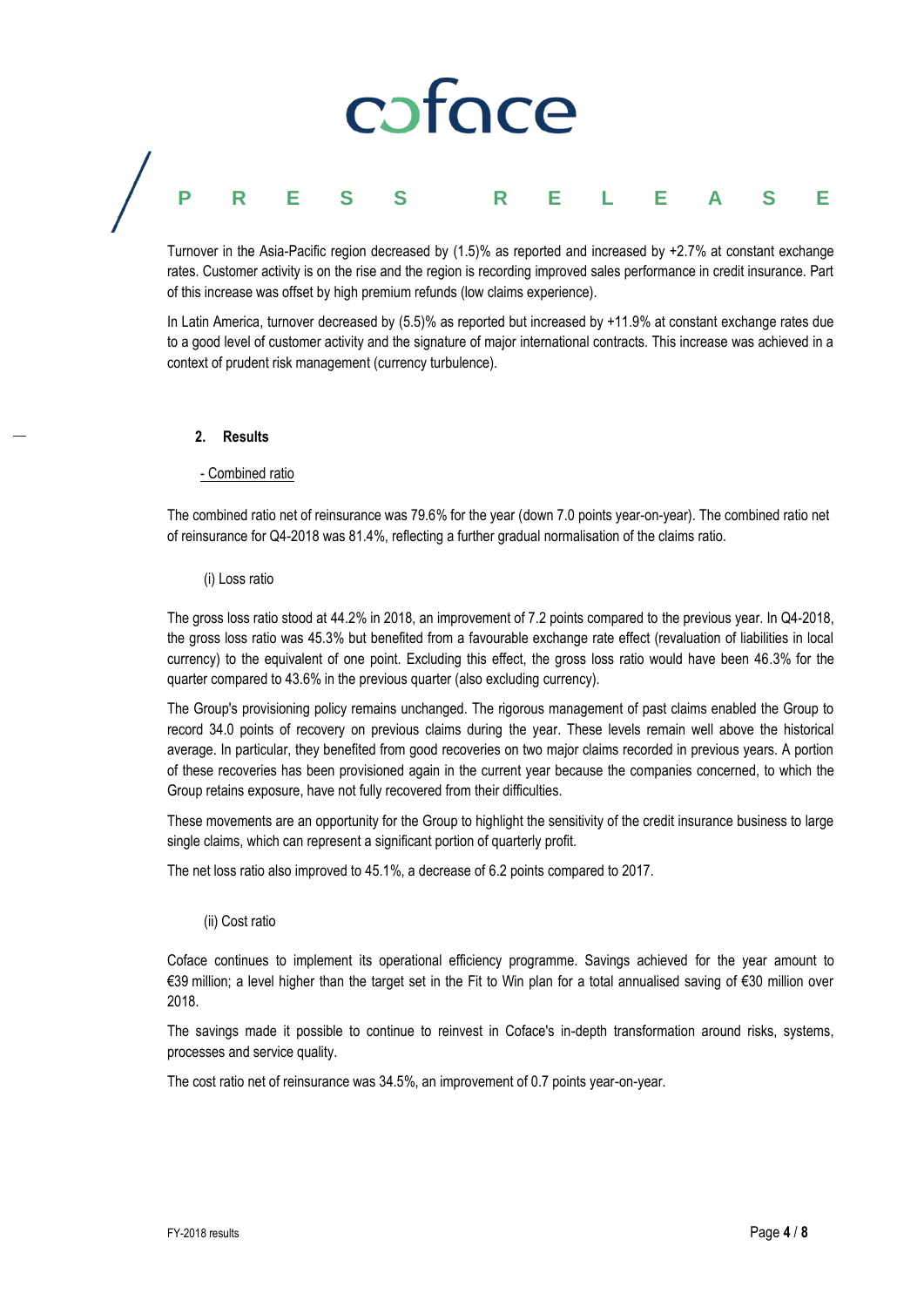Turnover in the Asia-Pacific region decreased by (1.5)% as reported and increased by +2.7% at constant exchange rates. Customer activity is on the rise and the region is recording improved sales performance in credit insurance. Part of this increase was offset by high premium refunds (low claims experience).

In Latin America, turnover decreased by (5.5)% as reported but increased by +11.9% at constant exchange rates due to a good level of customer activity and the signature of major international contracts. This increase was achieved in a context of prudent risk management (currency turbulence).

## 2. Results

- Combined ratio

The combined ratio net of reinsurance was 79.6% for the year (down 7.0 points year-on-year). The combined ratio net of reinsurance for Q4-2018 was 81.4%, reflecting a further gradual normalisation of the claims ratio.

(i) Loss ratio

The gross loss ratio stood at 44.2% in 2018, an improvement of 7.2 points compared to the previous year. In Q4-2018, the gross loss ratio was 45.3% but benefited from a favourable exchange rate effect (revaluation of liabilities in local currency) to the equivalent of one point. Excluding this effect, the gross loss ratio would have been 46.3% for the quarter compared to 43.6% in the previous quarter (also excluding currency).

The Group's provisioning policy remains unchanged. The rigorous management of past claims enabled the Group to record 34.0 points of recovery on previous claims during the year. These levels remain well above the historical average. In particular, they benefited from good recoveries on two major claims recorded in previous years. A portion of these recoveries has been provisioned again in the current year because the companies concerned, to which the Group retains exposure, have not fully recovered from their difficulties.

These movements are an opportunity for the Group to highlight the sensitivity of the credit insurance business to large single claims, which can represent a significant portion of quarterly profit.

The net loss ratio also improved to 45.1%, a decrease of 6.2 points compared to 2017.

(ii) Cost ratio

Coface continues to implement its operational efficiency programme. Savings achieved for the year amount to €39 million; a level higher than the target set in the Fit to Win plan for a total annualised saving of €30 million over 2018.

The savings made it possible to continue to reinvest in Coface's in-depth transformation around risks, systems, processes and service quality.

The cost ratio net of reinsurance was 34.5%, an improvement of 0.7 points year-on-year.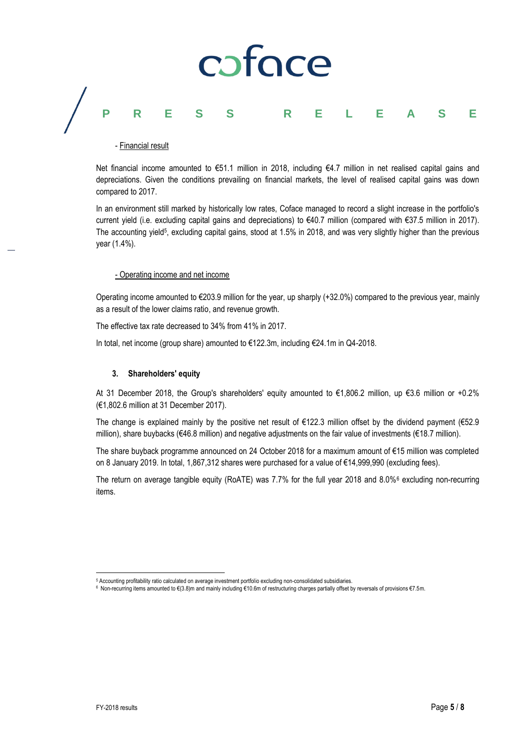- Financial result

Net financial income amounted to €51.1 million in 2018, including €4.7 million in net realised capital gains and depreciations. Given the conditions prevailing on financial markets, the level of realised capital gains was down compared to 2017.

In an environment still marked by historically low rates, Coface managed to record a slight increase in the portfolio's current yield (i.e. excluding capital gains and depreciations) to €40.7 million (compared with €37.5 million in 2017). The accounting yield[5], excluding capital gains, stood at 1.5% in 2018, and was very slightly higher than the previous year (1.4%).

- Operating income and net income

Operating income amounted to €203.9 million for the year, up sharply (+32.0%) compared to the previous year, mainly as a result of the lower claims ratio, and revenue growth.

The effective tax rate decreased to 34% from 41% in 2017.

In total, net income (group share) amounted to €122.3m, including €24.1m in Q4-2018.

### 3. Shareholders' equity

At 31 December 2018, the Group's shareholders' equity amounted to €1,806.2 million, up €3.6 million or +0.2% (€1,802.6 million at 31 December 2017).

The change is explained mainly by the positive net result of €122.3 million offset by the dividend payment (€52.9 million), share buybacks (€46.8 million) and negative adjustments on the fair value of investments (€18.7 million).

The share buyback programme announced on 24 October 2018 for a maximum amount of €15 million was completed on 8 January 2019. In total, 1,867,312 shares were purchased for a value of €14,999,990 (excluding fees).

The return on average tangible equity (RoATE) was 7.7% for the full year 2018 and 8.0%[6] excluding non-recurring items.

[5] Accounting profitability ratio calculated on average investment portfolio excluding non-consolidated subsidiaries.

[6] Non-recurring items amounted to €(3.8)m and mainly including €10.6m of restructuring charges partially offset by reversals of provisions €7.5m.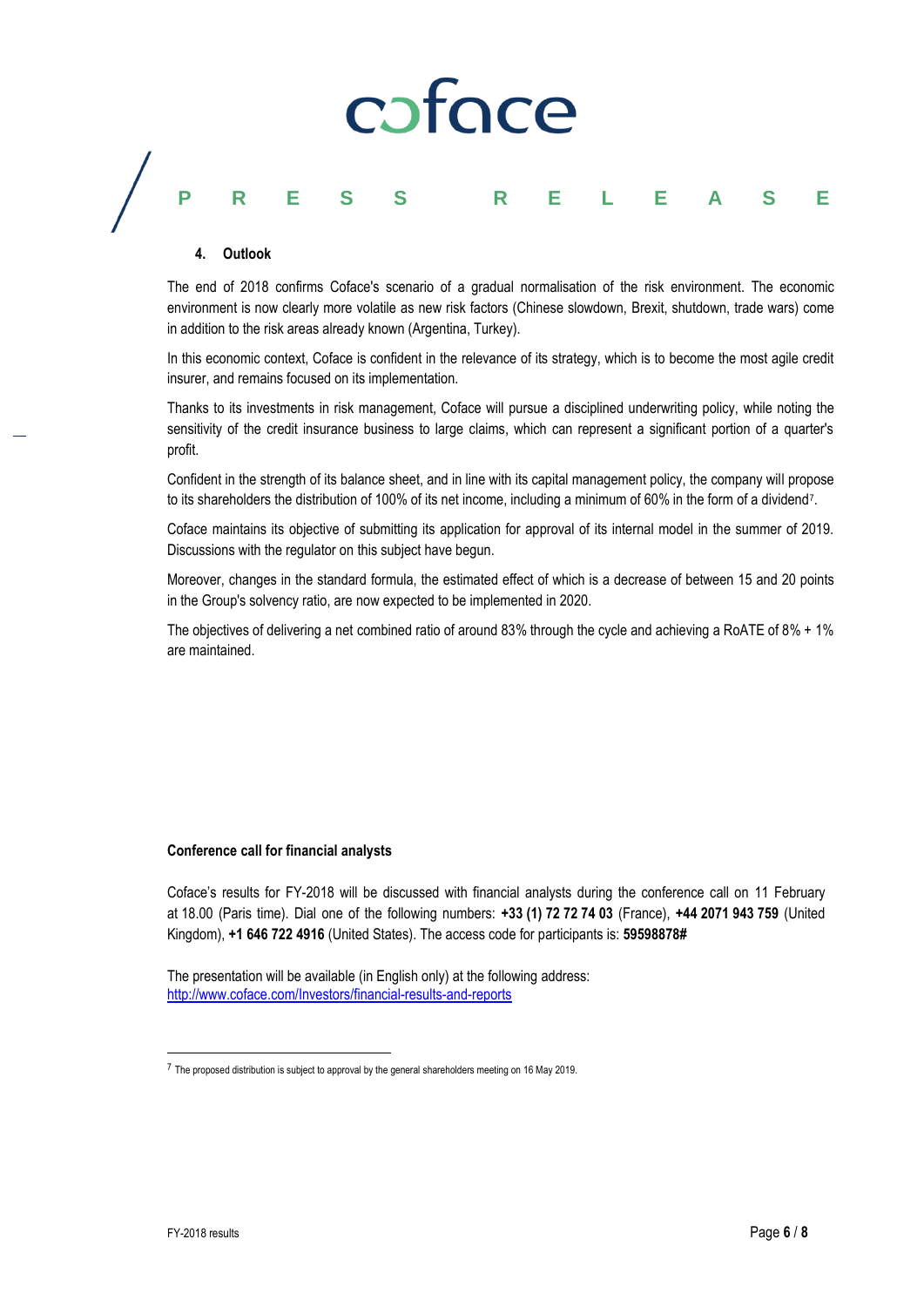### 4. Outlook

The end of 2018 confirms Coface's scenario of a gradual normalisation of the risk environment. The economic environment is now clearly more volatile as new risk factors (Chinese slowdown, Brexit, shutdown, trade wars) come in addition to the risk areas already known (Argentina, Turkey).

In this economic context, Coface is confident in the relevance of its strategy, which is to become the most agile credit insurer, and remains focused on its implementation.

Thanks to its investments in risk management, Coface will pursue a disciplined underwriting policy, while noting the sensitivity of the credit insurance business to large claims, which can represent a significant portion of a quarter's profit.

Confident in the strength of its balance sheet, and in line with its capital management policy, the company will propose to its shareholders the distribution of 100% of its net income, including a minimum of 60% in the form of a dividend[7].

Coface maintains its objective of submitting its application for approval of its internal model in the summer of 2019. Discussions with the regulator on this subject have begun.

Moreover, changes in the standard formula, the estimated effect of which is a decrease of between 15 and 20 points in the Group's solvency ratio, are now expected to be implemented in 2020.

The objectives of delivering a net combined ratio of around 83% through the cycle and achieving a RoATE of 8% + 1% are maintained.

**Conference call for financial analysts**

Coface's results for FY-2018 will be discussed with financial analysts during the conference call on 11 February at 18.00 (Paris time). Dial one of the following numbers: **+33 (1) 72 72 74 03** (France), **+44 2071 943 759** (United Kingdom), **+1 646 722 4916** (United States). The access code for participants is: **59598878#**

The presentation will be available (in English only) at the following address:
[http://www.coface.com/Investors/financial-results-and-reports](http://www.coface.com/Investors/financial-results-and-reports)

---

[7] The proposed distribution is subject to approval by the general shareholders meeting on 16 May 2019.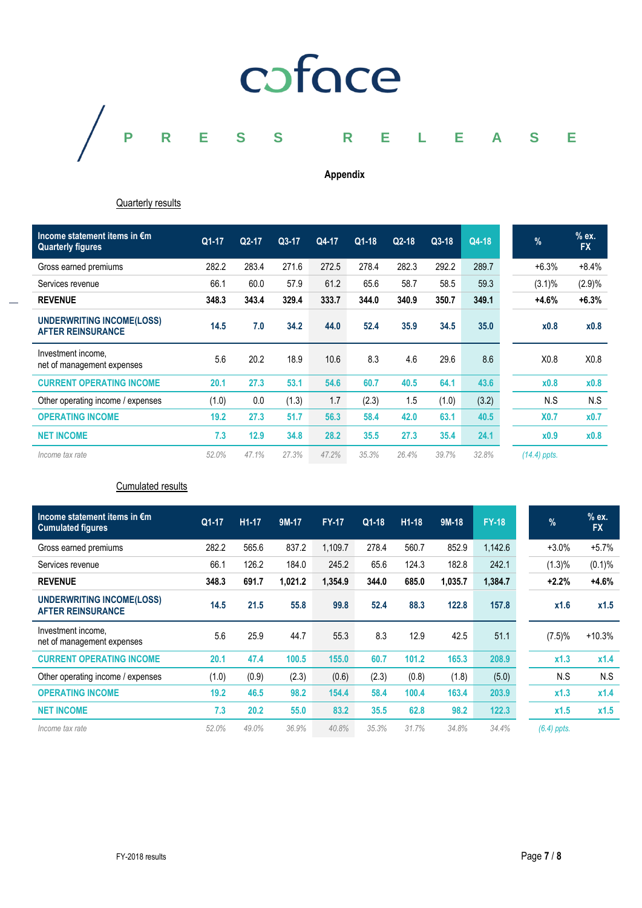## Appendix

### Quarterly results

| Income statement items in €m Quarterly figures | Q1-17 | Q2-17 | Q3-17 | Q4-17 | Q1-18 | Q2-18 | Q3-18 | Q4-18 | % | % ex. FX |
|---|---|---|---|---|---|---|---|---|---|---|
| Gross earned premiums | 282.2 | 283.4 | 271.6 | 272.5 | 278.4 | 282.3 | 292.2 | 289.7 | +6.3% | +8.4% |
| Services revenue | 66.1 | 60.0 | 57.9 | 61.2 | 65.6 | 58.7 | 58.5 | 59.3 | (3.1)% | (2.9)% |
| **REVENUE** | **348.3** | **343.4** | **329.4** | **333.7** | **344.0** | **340.9** | **350.7** | **349.1** | **+4.6%** | **+6.3%** |
| **UNDERWRITING INCOME(LOSS) AFTER REINSURANCE** | **14.5** | **7.0** | **34.2** | **44.0** | **52.4** | **35.9** | **34.5** | **35.0** | **x0.8** | **x0.8** |
| Investment income, net of management expenses | 5.6 | 20.2 | 18.9 | 10.6 | 8.3 | 4.6 | 29.6 | 8.6 | X0.8 | X0.8 |
| **CURRENT OPERATING INCOME** | **20.1** | **27.3** | **53.1** | **54.6** | **60.7** | **40.5** | **64.1** | **43.6** | **x0.8** | **x0.8** |
| Other operating income / expenses | (1.0) | 0.0 | (1.3) | 1.7 | (2.3) | 1.5 | (1.0) | (3.2) | N.S | N.S |
| **OPERATING INCOME** | **19.2** | **27.3** | **51.7** | **56.3** | **58.4** | **42.0** | **63.1** | **40.5** | **X0.7** | **x0.7** |
| **NET INCOME** | **7.3** | **12.9** | **34.8** | **28.2** | **35.5** | **27.3** | **35.4** | **24.1** | **x0.9** | **x0.8** |
| *Income tax rate* | *52.0%* | *47.1%* | *27.3%* | *47.2%* | *35.3%* | *26.4%* | *39.7%* | *32.8%* | *(14.4) ppts.* | |

### Cumulated results

| Income statement items in €m Cumulated figures | Q1-17 | H1-17 | 9M-17 | FY-17 | Q1-18 | H1-18 | 9M-18 | FY-18 | % | % ex. FX |
|---|---|---|---|---|---|---|---|---|---|---|
| Gross earned premiums | 282.2 | 565.6 | 837.2 | 1,109.7 | 278.4 | 560.7 | 852.9 | 1,142.6 | +3.0% | +5.7% |
| Services revenue | 66.1 | 126.2 | 184.0 | 245.2 | 65.6 | 124.3 | 182.8 | 242.1 | (1.3)% | (0.1)% |
| **REVENUE** | **348.3** | **691.7** | **1,021.2** | **1,354.9** | **344.0** | **685.0** | **1,035.7** | **1,384.7** | **+2.2%** | **+4.6%** |
| **UNDERWRITING INCOME(LOSS) AFTER REINSURANCE** | **14.5** | **21.5** | **55.8** | **99.8** | **52.4** | **88.3** | **122.8** | **157.8** | **x1.6** | **x1.5** |
| Investment income, net of management expenses | 5.6 | 25.9 | 44.7 | 55.3 | 8.3 | 12.9 | 42.5 | 51.1 | (7.5)% | +10.3% |
| **CURRENT OPERATING INCOME** | **20.1** | **47.4** | **100.5** | **155.0** | **60.7** | **101.2** | **165.3** | **208.9** | **x1.3** | **x1.4** |
| Other operating income / expenses | (1.0) | (0.9) | (2.3) | (0.6) | (2.3) | (0.8) | (1.8) | (5.0) | N.S | N.S |
| **OPERATING INCOME** | **19.2** | **46.5** | **98.2** | **154.4** | **58.4** | **100.4** | **163.4** | **203.9** | **x1.3** | **x1.4** |
| **NET INCOME** | **7.3** | **20.2** | **55.0** | **83.2** | **35.5** | **62.8** | **98.2** | **122.3** | **x1.5** | **x1.5** |
| *Income tax rate* | *52.0%* | *49.0%* | *36.9%* | *40.8%* | *35.3%* | *31.7%* | *34.8%* | *34.4%* | *(6.4) ppts.* | |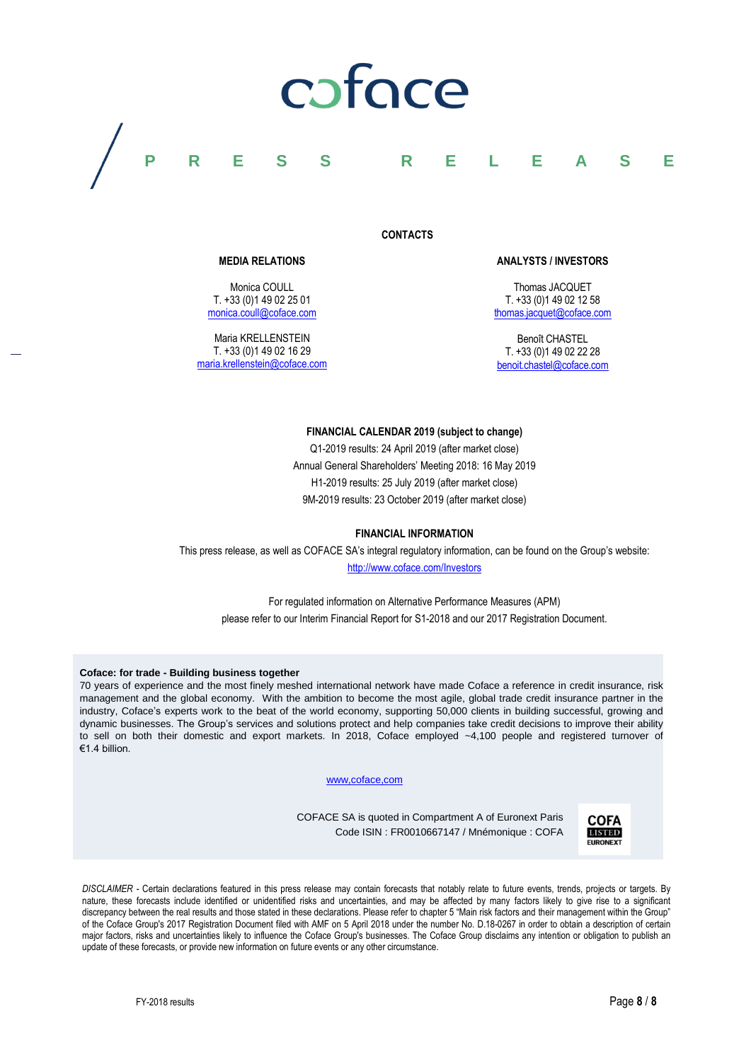coface

# PRESS RELEASE

## CONTACTS

**MEDIA RELATIONS**

Monica COULL
T. +33 (0)1 49 02 25 01
monica.coull@coface.com

Maria KRELLENSTEIN
T. +33 (0)1 49 02 16 29
maria.krellenstein@coface.com

**ANALYSTS / INVESTORS**

Thomas JACQUET
T. +33 (0)1 49 02 12 58
thomas.jacquet@coface.com

Benoît CHASTEL
T. +33 (0)1 49 02 22 28
benoit.chastel@coface.com

**FINANCIAL CALENDAR 2019 (subject to change)**

Q1-2019 results: 24 April 2019 (after market close)
Annual General Shareholders' Meeting 2018: 16 May 2019
H1-2019 results: 25 July 2019 (after market close)
9M-2019 results: 23 October 2019 (after market close)

**FINANCIAL INFORMATION**

This press release, as well as COFACE SA's integral regulatory information, can be found on the Group's website:
http://www.coface.com/Investors

For regulated information on Alternative Performance Measures (APM)
please refer to our Interim Financial Report for S1-2018 and our 2017 Registration Document.

**Coface: for trade - Building business together**

70 years of experience and the most finely meshed international network have made Coface a reference in credit insurance, risk management and the global economy. With the ambition to become the most agile, global trade credit insurance partner in the industry, Coface's experts work to the beat of the world economy, supporting 50,000 clients in building successful, growing and dynamic businesses. The Group's services and solutions protect and help companies take credit decisions to improve their ability to sell on both their domestic and export markets. In 2018, Coface employed ~4,100 people and registered turnover of €1.4 billion.

www,coface,com

COFACE SA is quoted in Compartment A of Euronext Paris
Code ISIN : FR0010667147 / Mnémonique : COFA

COFA LISTED EURONEXT

*DISCLAIMER* - Certain declarations featured in this press release may contain forecasts that notably relate to future events, trends, projects or targets. By nature, these forecasts include identified or unidentified risks and uncertainties, and may be affected by many factors likely to give rise to a significant discrepancy between the real results and those stated in these declarations. Please refer to chapter 5 "Main risk factors and their management within the Group" of the Coface Group's 2017 Registration Document filed with AMF on 5 April 2018 under the number No. D.18-0267 in order to obtain a description of certain major factors, risks and uncertainties likely to influence the Coface Group's businesses. The Coface Group disclaims any intention or obligation to publish an update of these forecasts, or provide new information on future events or any other circumstance.